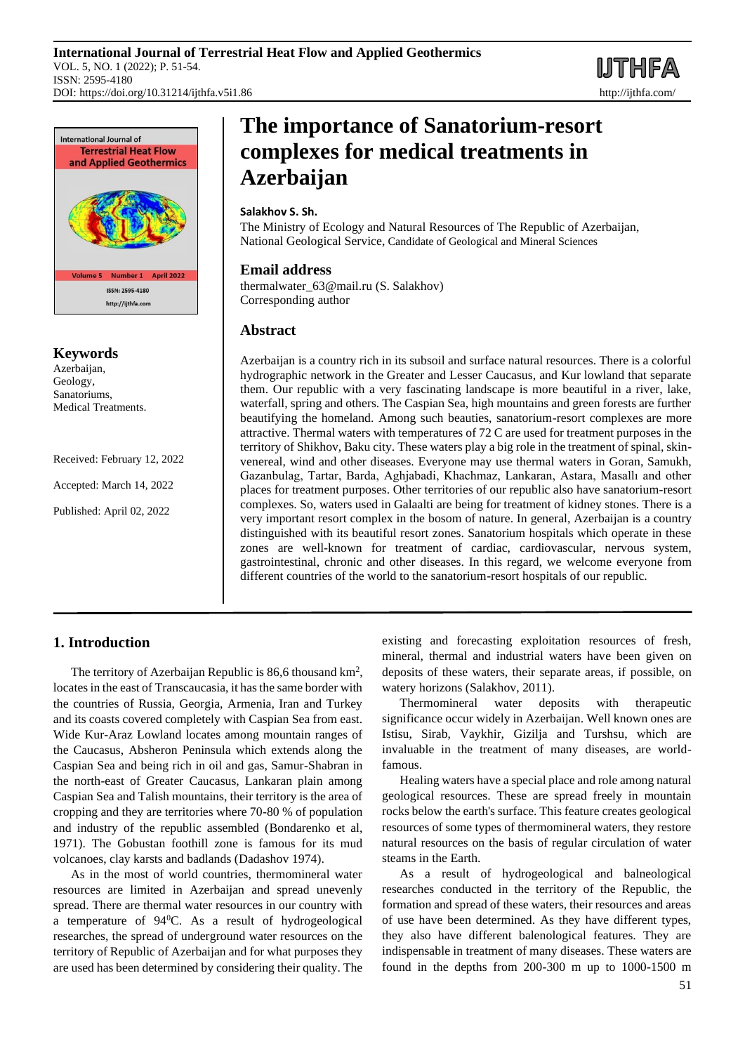# The importance of Sanatorium-resort complexes for medical treatments in Azerbaijan

**Salakhov S. Sh.**

The Ministry of Ecology and Natural Resources of The Republic of Azerbaijan, National Geological Service, Candidate of Geological and Mineral Sciences

## Email address

thermalwater_63@mail.ru (S. Salakhov)
Corresponding author

## Abstract

Azerbaijan is a country rich in its subsoil and surface natural resources. There is a colorful hydrographic network in the Greater and Lesser Caucasus, and Kur lowland that separate them. Our republic with a very fascinating landscape is more beautiful in a river, lake, waterfall, spring and others. The Caspian Sea, high mountains and green forests are further beautifying the homeland. Among such beauties, sanatorium-resort complexes are more attractive. Thermal waters with temperatures of 72 C are used for treatment purposes in the territory of Shikhov, Baku city. These waters play a big role in the treatment of spinal, skin-venereal, wind and other diseases. Everyone may use thermal waters in Goran, Samukh, Gazanbulag, Tartar, Barda, Aghjabadi, Khachmaz, Lankaran, Astara, Masallı and other places for treatment purposes. Other territories of our republic also have sanatorium-resort complexes. So, waters used in Galaalti are being for treatment of kidney stones. There is a very important resort complex in the bosom of nature. In general, Azerbaijan is a country distinguished with its beautiful resort zones. Sanatorium hospitals which operate in these zones are well-known for treatment of cardiac, cardiovascular, nervous system, gastrointestinal, chronic and other diseases. In this regard, we welcome everyone from different countries of the world to the sanatorium-resort hospitals of our republic.

## Keywords

Azerbaijan,
Geology,
Sanatoriums,
Medical Treatments.

Received: February 12, 2022

Accepted: March 14, 2022

Published: April 02, 2022

## 1. Introduction

The territory of Azerbaijan Republic is 86,6 thousand km$^2$, locates in the east of Transcaucasia, it has the same border with the countries of Russia, Georgia, Armenia, Iran and Turkey and its coasts covered completely with Caspian Sea from east. Wide Kur-Araz Lowland locates among mountain ranges of the Caucasus, Absheron Peninsula which extends along the Caspian Sea and being rich in oil and gas, Samur-Shabran in the north-east of Greater Caucasus, Lankaran plain among Caspian Sea and Talish mountains, their territory is the area of cropping and they are territories where 70-80 % of population and industry of the republic assembled (Bondarenko et al, 1971). The Gobustan foothill zone is famous for its mud volcanoes, clay karsts and badlands (Dadashov 1974).

As in the most of world countries, thermomineral water resources are limited in Azerbaijan and spread unevenly spread. There are thermal water resources in our country with a temperature of 94$^0$C. As a result of hydrogeological researches, the spread of underground water resources on the territory of Republic of Azerbaijan and for what purposes they are used has been determined by considering their quality. The existing and forecasting exploitation resources of fresh, mineral, thermal and industrial waters have been given on deposits of these waters, their separate areas, if possible, on watery horizons (Salakhov, 2011).

Thermomineral water deposits with therapeutic significance occur widely in Azerbaijan. Well known ones are Istisu, Sirab, Vaykhir, Gizilja and Turshsu, which are invaluable in the treatment of many diseases, are world-famous.

Healing waters have a special place and role among natural geological resources. These are spread freely in mountain rocks below the earth's surface. This feature creates geological resources of some types of thermomineral waters, they restore natural resources on the basis of regular circulation of water steams in the Earth.

As a result of hydrogeological and balneological researches conducted in the territory of the Republic, the formation and spread of these waters, their resources and areas of use have been determined. As they have different types, they also have different balenological features. They are indispensable in treatment of many diseases. These waters are found in the depths from 200-300 m up to 1000-1500 m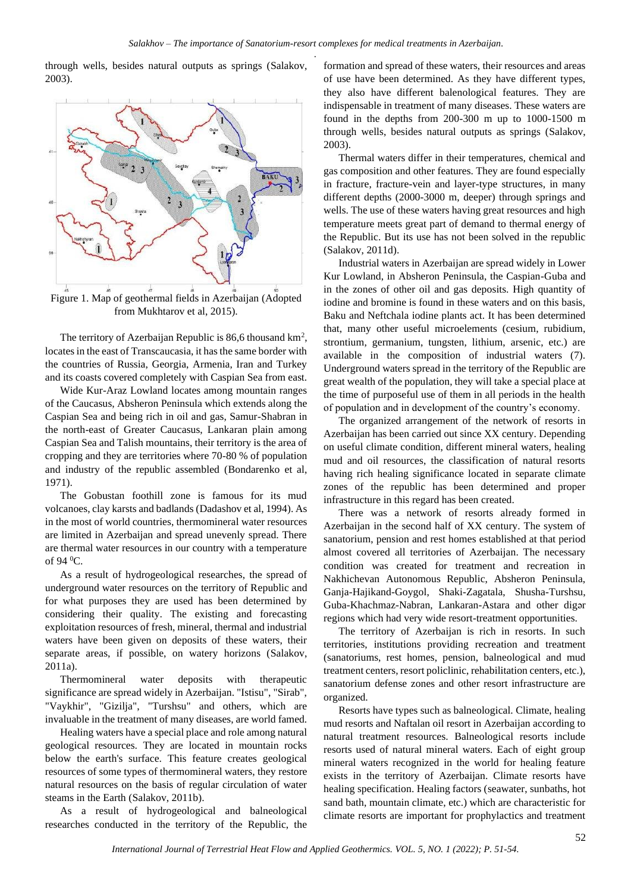through wells, besides natural outputs as springs (Salakov, 2003).

Figure 1. Map of geothermal fields in Azerbaijan (Adopted from Mukhtarov et al, 2015).

The territory of Azerbaijan Republic is 86,6 thousand km$^2$, locates in the east of Transcaucasia, it has the same border with the countries of Russia, Georgia, Armenia, Iran and Turkey and its coasts covered completely with Caspian Sea from east.

Wide Kur-Araz Lowland locates among mountain ranges of the Caucasus, Absheron Peninsula which extends along the Caspian Sea and being rich in oil and gas, Samur-Shabran in the north-east of Greater Caucasus, Lankaran plain among Caspian Sea and Talish mountains, their territory is the area of cropping and they are territories where 70-80 % of population and industry of the republic assembled (Bondarenko et al, 1971).

The Gobustan foothill zone is famous for its mud volcanoes, clay karsts and badlands (Dadashov et al, 1994). As in the most of world countries, thermomineral water resources are limited in Azerbaijan and spread unevenly spread. There are thermal water resources in our country with a temperature of 94 $^0$C.

As a result of hydrogeological researches, the spread of underground water resources on the territory of Republic and for what purposes they are used has been determined by considering their quality. The existing and forecasting exploitation resources of fresh, mineral, thermal and industrial waters have been given on deposits of these waters, their separate areas, if possible, on watery horizons (Salakov, 2011a).

Thermomineral water deposits with therapeutic significance are spread widely in Azerbaijan. "Istisu", "Sirab", "Vaykhir", "Gizilja", "Turshsu" and others, which are invaluable in the treatment of many diseases, are world famed.

Healing waters have a special place and role among natural geological resources. They are located in mountain rocks below the earth's surface. This feature creates geological resources of some types of thermomineral waters, they restore natural resources on the basis of regular circulation of water steams in the Earth (Salakov, 2011b).

As a result of hydrogeological and balneological researches conducted in the territory of the Republic, the formation and spread of these waters, their resources and areas of use have been determined. As they have different types, they also have different balenological features. They are indispensable in treatment of many diseases. These waters are found in the depths from 200-300 m up to 1000-1500 m through wells, besides natural outputs as springs (Salakov, 2003).

Thermal waters differ in their temperatures, chemical and gas composition and other features. They are found especially in fracture, fracture-vein and layer-type structures, in many different depths (2000-3000 m, deeper) through springs and wells. The use of these waters having great resources and high temperature meets great part of demand to thermal energy of the Republic. But its use has not been solved in the republic (Salakov, 2011d).

Industrial waters in Azerbaijan are spread widely in Lower Kur Lowland, in Absheron Peninsula, the Caspian-Guba and in the zones of other oil and gas deposits. High quantity of iodine and bromine is found in these waters and on this basis, Baku and Neftchala iodine plants act. It has been determined that, many other useful microelements (cesium, rubidium, strontium, germanium, tungsten, lithium, arsenic, etc.) are available in the composition of industrial waters (7). Underground waters spread in the territory of the Republic are great wealth of the population, they will take a special place at the time of purposeful use of them in all periods in the health of population and in development of the country's economy.

The organized arrangement of the network of resorts in Azerbaijan has been carried out since XX century. Depending on useful climate condition, different mineral waters, healing mud and oil resources, the classification of natural resorts having rich healing significance located in separate climate zones of the republic have been determined and proper infrastructure in this regard has been created.

There was a network of resorts already formed in Azerbaijan in the second half of XX century. The system of sanatorium, pension and rest homes established at that period almost covered all territories of Azerbaijan. The necessary condition was created for treatment and recreation in Nakhichevan Autonomous Republic, Absheron Peninsula, Ganja-Hajikand-Goygol, Shaki-Zagatala, Shusha-Turshsu, Guba-Khachmaz-Nabran, Lankaran-Astara and other digər regions which had very wide resort-treatment opportunities.

The territory of Azerbaijan is rich in resorts. In such territories, institutions providing recreation and treatment (sanatoriums, rest homes, pension, balneological and mud treatment centers, resort policlinic, rehabilitation centers, etc.), sanatorium defense zones and other resort infrastructure are organized.

Resorts have types such as balneological. Climate, healing mud resorts and Naftalan oil resort in Azerbaijan according to natural treatment resources. Balneological resorts include resorts used of natural mineral waters. Each of eight group mineral waters recognized in the world for healing feature exists in the territory of Azerbaijan. Climate resorts have healing specification. Healing factors (seawater, sunbaths, hot sand bath, mountain climate, etc.) which are characteristic for climate resorts are important for prophylactics and treatment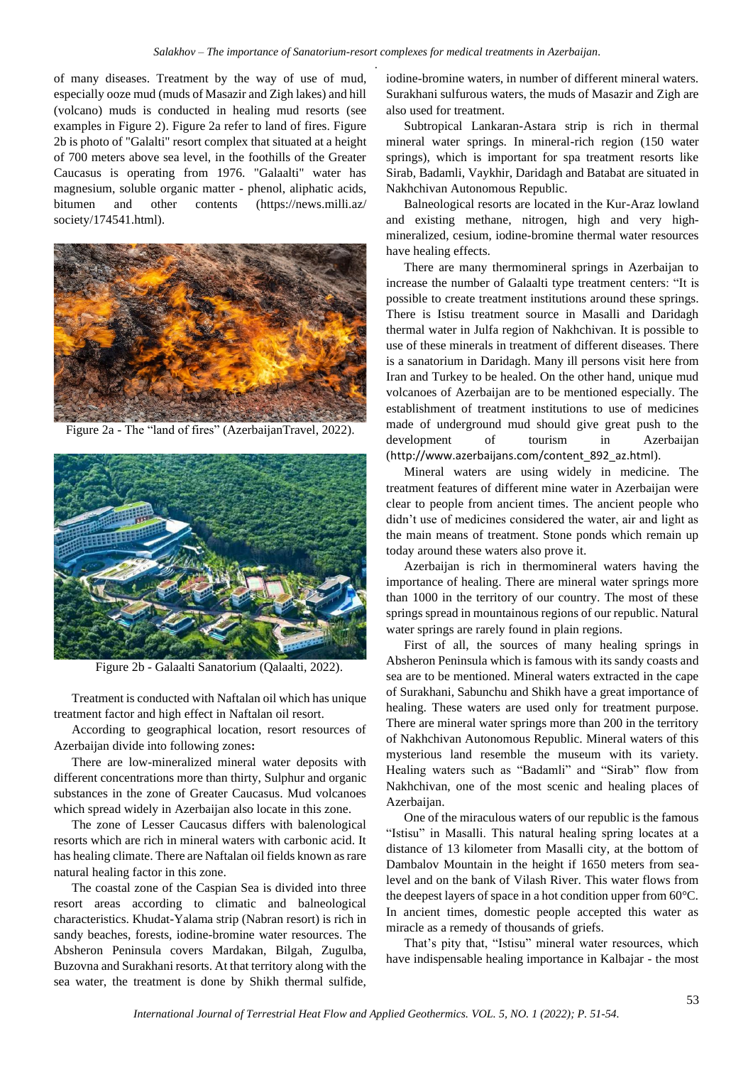of many diseases. Treatment by the way of use of mud, especially ooze mud (muds of Masazir and Zigh lakes) and hill (volcano) muds is conducted in healing mud resorts (see examples in Figure 2). Figure 2a refer to land of fires. Figure 2b is photo of "Galalti" resort complex that situated at a height of 700 meters above sea level, in the foothills of the Greater Caucasus is operating from 1976. "Galaalti" water has magnesium, soluble organic matter - phenol, aliphatic acids, bitumen and other contents (https://news.milli.az/society/174541.html).

Figure 2a - The "land of fires" (AzerbaijanTravel, 2022).

Figure 2b - Galaalti Sanatorium (Qalaalti, 2022).

Treatment is conducted with Naftalan oil which has unique treatment factor and high effect in Naftalan oil resort.

According to geographical location, resort resources of Azerbaijan divide into following zones**:**

There are low-mineralized mineral water deposits with different concentrations more than thirty, Sulphur and organic substances in the zone of Greater Caucasus. Mud volcanoes which spread widely in Azerbaijan also locate in this zone.

The zone of Lesser Caucasus differs with balenological resorts which are rich in mineral waters with carbonic acid. It has healing climate. There are Naftalan oil fields known as rare natural healing factor in this zone.

The coastal zone of the Caspian Sea is divided into three resort areas according to climatic and balneological characteristics. Khudat-Yalama strip (Nabran resort) is rich in sandy beaches, forests, iodine-bromine water resources. The Absheron Peninsula covers Mardakan, Bilgah, Zugulba, Buzovna and Surakhani resorts. At that territory along with the sea water, the treatment is done by Shikh thermal sulfide, iodine-bromine waters, in number of different mineral waters. Surakhani sulfurous waters, the muds of Masazir and Zigh are also used for treatment.

Subtropical Lankaran-Astara strip is rich in thermal mineral water springs. In mineral-rich region (150 water springs), which is important for spa treatment resorts like Sirab, Badamli, Vaykhir, Daridagh and Batabat are situated in Nakhchivan Autonomous Republic.

Balneological resorts are located in the Kur-Araz lowland and existing methane, nitrogen, high and very high-mineralized, cesium, iodine-bromine thermal water resources have healing effects.

There are many thermomineral springs in Azerbaijan to increase the number of Galaalti type treatment centers: "It is possible to create treatment institutions around these springs. There is Istisu treatment source in Masalli and Daridagh thermal water in Julfa region of Nakhchivan. It is possible to use of these minerals in treatment of different diseases. There is a sanatorium in Daridagh. Many ill persons visit here from Iran and Turkey to be healed. On the other hand, unique mud volcanoes of Azerbaijan are to be mentioned especially. The establishment of treatment institutions to use of medicines made of underground mud should give great push to the development of tourism in Azerbaijan (http://www.azerbaijans.com/content_892_az.html).

Mineral waters are using widely in medicine. The treatment features of different mine water in Azerbaijan were clear to people from ancient times. The ancient people who didn't use of medicines considered the water, air and light as the main means of treatment. Stone ponds which remain up today around these waters also prove it.

Azerbaijan is rich in thermomineral waters having the importance of healing. There are mineral water springs more than 1000 in the territory of our country. The most of these springs spread in mountainous regions of our republic. Natural water springs are rarely found in plain regions.

First of all, the sources of many healing springs in Absheron Peninsula which is famous with its sandy coasts and sea are to be mentioned. Mineral waters extracted in the cape of Surakhani, Sabunchu and Shikh have a great importance of healing. These waters are used only for treatment purpose. There are mineral water springs more than 200 in the territory of Nakhchivan Autonomous Republic. Mineral waters of this mysterious land resemble the museum with its variety. Healing waters such as "Badamli" and "Sirab" flow from Nakhchivan, one of the most scenic and healing places of Azerbaijan.

One of the miraculous waters of our republic is the famous "Istisu" in Masalli. This natural healing spring locates at a distance of 13 kilometer from Masalli city, at the bottom of Dambalov Mountain in the height if 1650 meters from sea-level and on the bank of Vilash River. This water flows from the deepest layers of space in a hot condition upper from 60°C. In ancient times, domestic people accepted this water as miracle as a remedy of thousands of griefs.

That's pity that, "Istisu" mineral water resources, which have indispensable healing importance in Kalbajar - the most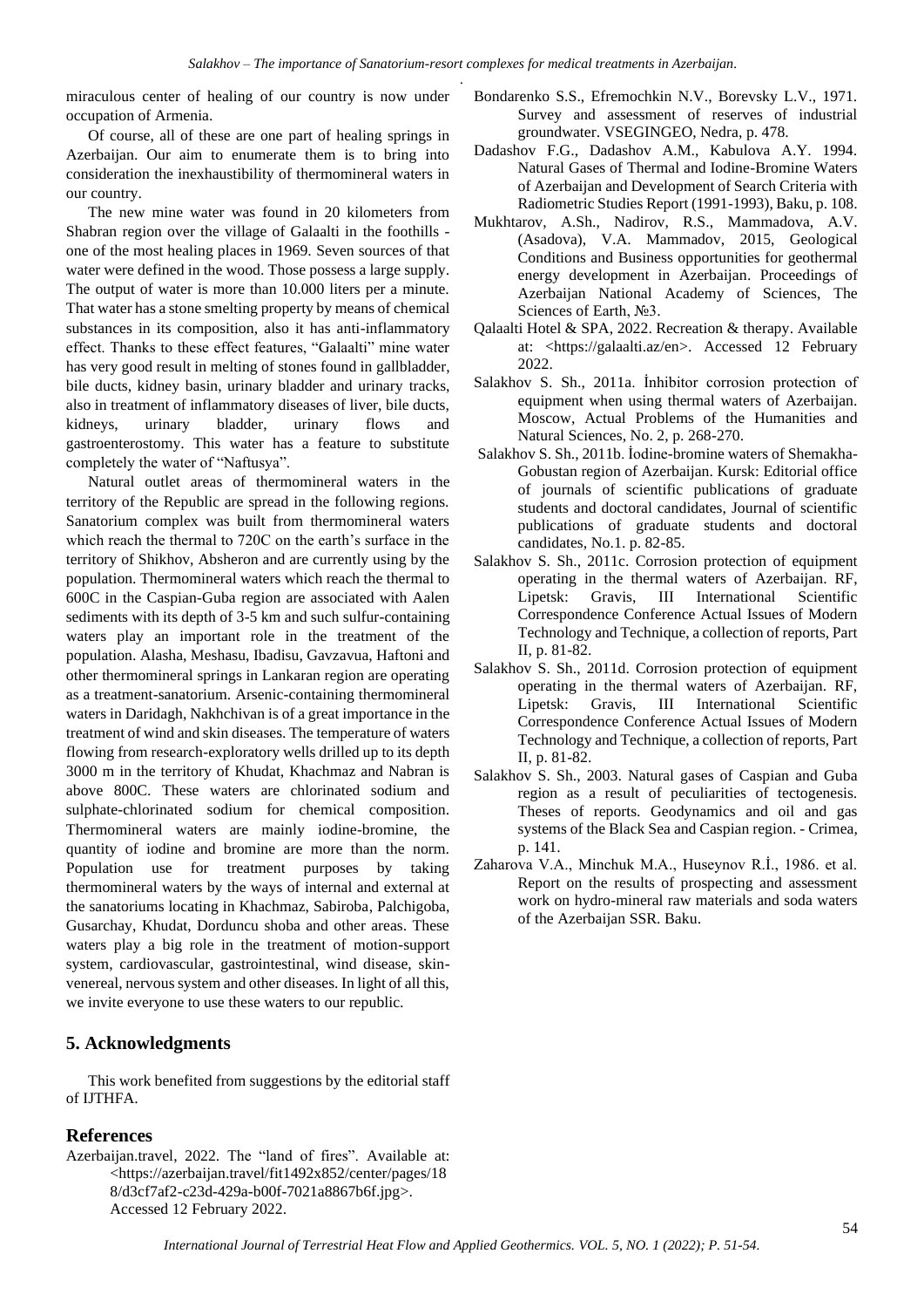miraculous center of healing of our country is now under occupation of Armenia.

Of course, all of these are one part of healing springs in Azerbaijan. Our aim to enumerate them is to bring into consideration the inexhaustibility of thermomineral waters in our country.

The new mine water was found in 20 kilometers from Shabran region over the village of Galaalti in the foothills - one of the most healing places in 1969. Seven sources of that water were defined in the wood. Those possess a large supply. The output of water is more than 10.000 liters per a minute. That water has a stone smelting property by means of chemical substances in its composition, also it has anti-inflammatory effect. Thanks to these effect features, "Galaalti" mine water has very good result in melting of stones found in gallbladder, bile ducts, kidney basin, urinary bladder and urinary tracks, also in treatment of inflammatory diseases of liver, bile ducts, kidneys, urinary bladder, urinary flows and gastroenterostomy. This water has a feature to substitute completely the water of "Naftusya".

Natural outlet areas of thermomineral waters in the territory of the Republic are spread in the following regions. Sanatorium complex was built from thermomineral waters which reach the thermal to 720C on the earth's surface in the territory of Shikhov, Absheron and are currently using by the population. Thermomineral waters which reach the thermal to 600C in the Caspian-Guba region are associated with Aalen sediments with its depth of 3-5 km and such sulfur-containing waters play an important role in the treatment of the population. Alasha, Meshasu, Ibadisu, Gavzavua, Haftoni and other thermomineral springs in Lankaran region are operating as a treatment-sanatorium. Arsenic-containing thermomineral waters in Daridagh, Nakhchivan is of a great importance in the treatment of wind and skin diseases. The temperature of waters flowing from research-exploratory wells drilled up to its depth 3000 m in the territory of Khudat, Khachmaz and Nabran is above 800C. These waters are chlorinated sodium and sulphate-chlorinated sodium for chemical composition. Thermomineral waters are mainly iodine-bromine, the quantity of iodine and bromine are more than the norm. Population use for treatment purposes by taking thermomineral waters by the ways of internal and external at the sanatoriums locating in Khachmaz, Sabiroba, Palchigoba, Gusarchay, Khudat, Dorduncu shoba and other areas. These waters play a big role in the treatment of motion-support system, cardiovascular, gastrointestinal, wind disease, skin-venereal, nervous system and other diseases. In light of all this, we invite everyone to use these waters to our republic.

## 5. Acknowledgments

This work benefited from suggestions by the editorial staff of IJTHFA.

## References

Azerbaijan.travel, 2022. The "land of fires". Available at: <https://azerbaijan.travel/fit1492x852/center/pages/188/d3cf7af2-c23d-429a-b00f-7021a8867b6f.jpg>. Accessed 12 February 2022.

Bondarenko S.S., Efremochkin N.V., Borevsky L.V., 1971. Survey and assessment of reserves of industrial groundwater. VSEGINGEO, Nedra, p. 478.

Dadashov F.G., Dadashov A.M., Kabulova A.Y. 1994. Natural Gases of Thermal and Iodine-Bromine Waters of Azerbaijan and Development of Search Criteria with Radiometric Studies Report (1991-1993), Baku, p. 108.

Mukhtarov, A.Sh., Nadirov, R.S., Mammadova, A.V. (Asadova), V.A. Mammadov, 2015, Geological Conditions and Business opportunities for geothermal energy development in Azerbaijan. Proceedings of Azerbaijan National Academy of Sciences, The Sciences of Earth, №3.

Qalaalti Hotel & SPA, 2022. Recreation & therapy. Available at: <https://galaalti.az/en>. Accessed 12 February 2022.

Salakhov S. Sh., 2011a. İnhibitor corrosion protection of equipment when using thermal waters of Azerbaijan. Moscow, Actual Problems of the Humanities and Natural Sciences, No. 2, p. 268-270.

Salakhov S. Sh., 2011b. İodine-bromine waters of Shemakha-Gobustan region of Azerbaijan. Kursk: Editorial office of journals of scientific publications of graduate students and doctoral candidates, Journal of scientific publications of graduate students and doctoral candidates, No.1. p. 82-85.

Salakhov S. Sh., 2011c. Corrosion protection of equipment operating in the thermal waters of Azerbaijan. RF, Lipetsk: Gravis, III International Scientific Correspondence Conference Actual Issues of Modern Technology and Technique, a collection of reports, Part II, p. 81-82.

Salakhov S. Sh., 2011d. Corrosion protection of equipment operating in the thermal waters of Azerbaijan. RF, Lipetsk: Gravis, III International Scientific Correspondence Conference Actual Issues of Modern Technology and Technique, a collection of reports, Part II, p. 81-82.

Salakhov S. Sh., 2003. Natural gases of Caspian and Guba region as a result of peculiarities of tectogenesis. Theses of reports. Geodynamics and oil and gas systems of the Black Sea and Caspian region. - Crimea, p. 141.

Zaharova V.A., Minchuk M.A., Huseynov R.İ., 1986. et al. Report on the results of prospecting and assessment work on hydro-mineral raw materials and soda waters of the Azerbaijan SSR. Baku.